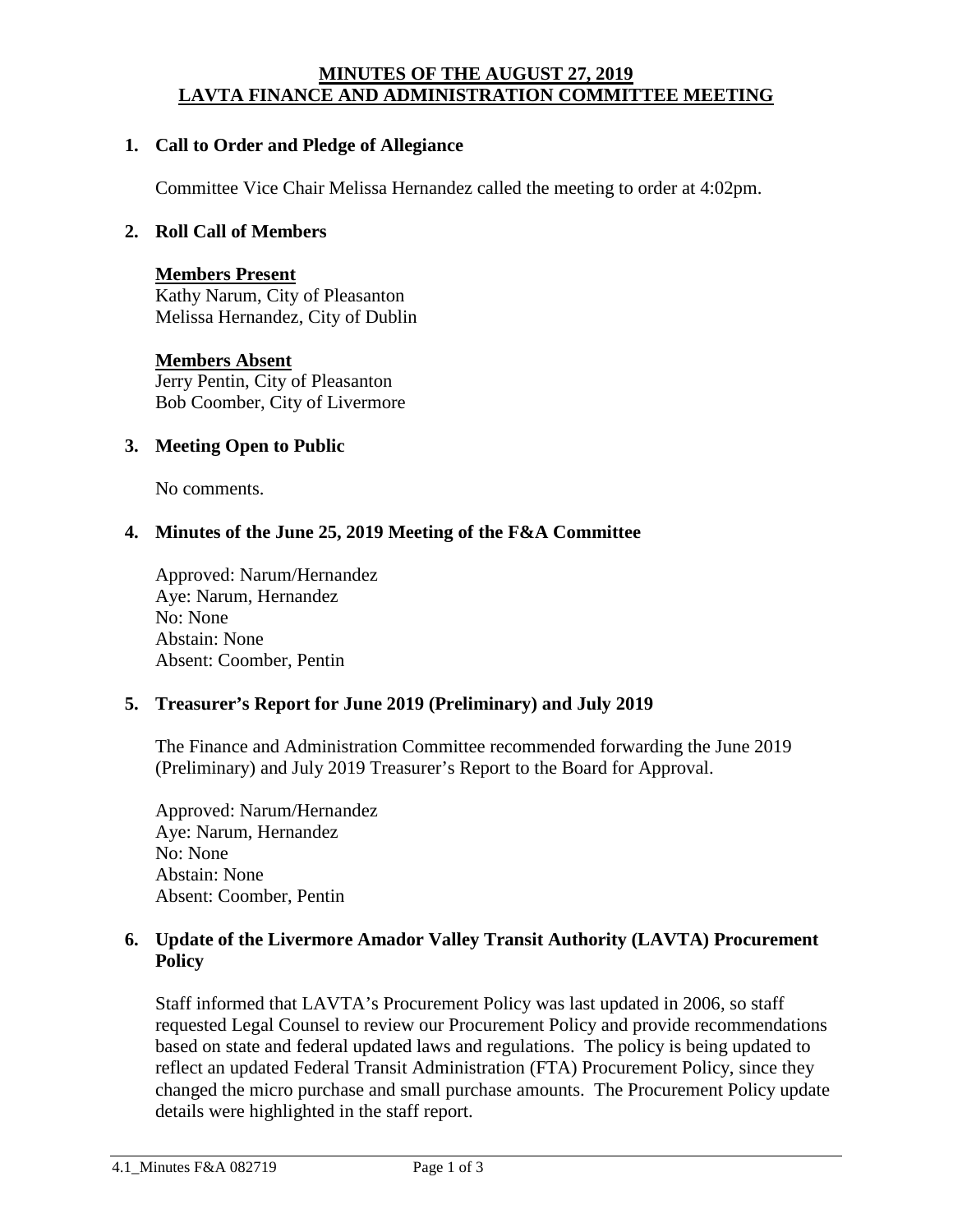# MINUTES OF THE AUGUST 27, 2019 LAVTA FINANCE AND ADMINISTRATION COMMITTEE MEETING

## 1. Call to Order and Pledge of Allegiance

Committee Vice Chair Melissa Hernandez called the meeting to order at 4:02pm.

## 2. Roll Call of Members

**Members Present**
Kathy Narum, City of Pleasanton
Melissa Hernandez, City of Dublin

**Members Absent**
Jerry Pentin, City of Pleasanton
Bob Coomber, City of Livermore

## 3. Meeting Open to Public

No comments.

## 4. Minutes of the June 25, 2019 Meeting of the F&A Committee

Approved: Narum/Hernandez
Aye: Narum, Hernandez
No: None
Abstain: None
Absent: Coomber, Pentin

## 5. Treasurer's Report for June 2019 (Preliminary) and July 2019

The Finance and Administration Committee recommended forwarding the June 2019 (Preliminary) and July 2019 Treasurer's Report to the Board for Approval.

Approved: Narum/Hernandez
Aye: Narum, Hernandez
No: None
Abstain: None
Absent: Coomber, Pentin

## 6. Update of the Livermore Amador Valley Transit Authority (LAVTA) Procurement Policy

Staff informed that LAVTA's Procurement Policy was last updated in 2006, so staff requested Legal Counsel to review our Procurement Policy and provide recommendations based on state and federal updated laws and regulations. The policy is being updated to reflect an updated Federal Transit Administration (FTA) Procurement Policy, since they changed the micro purchase and small purchase amounts. The Procurement Policy update details were highlighted in the staff report.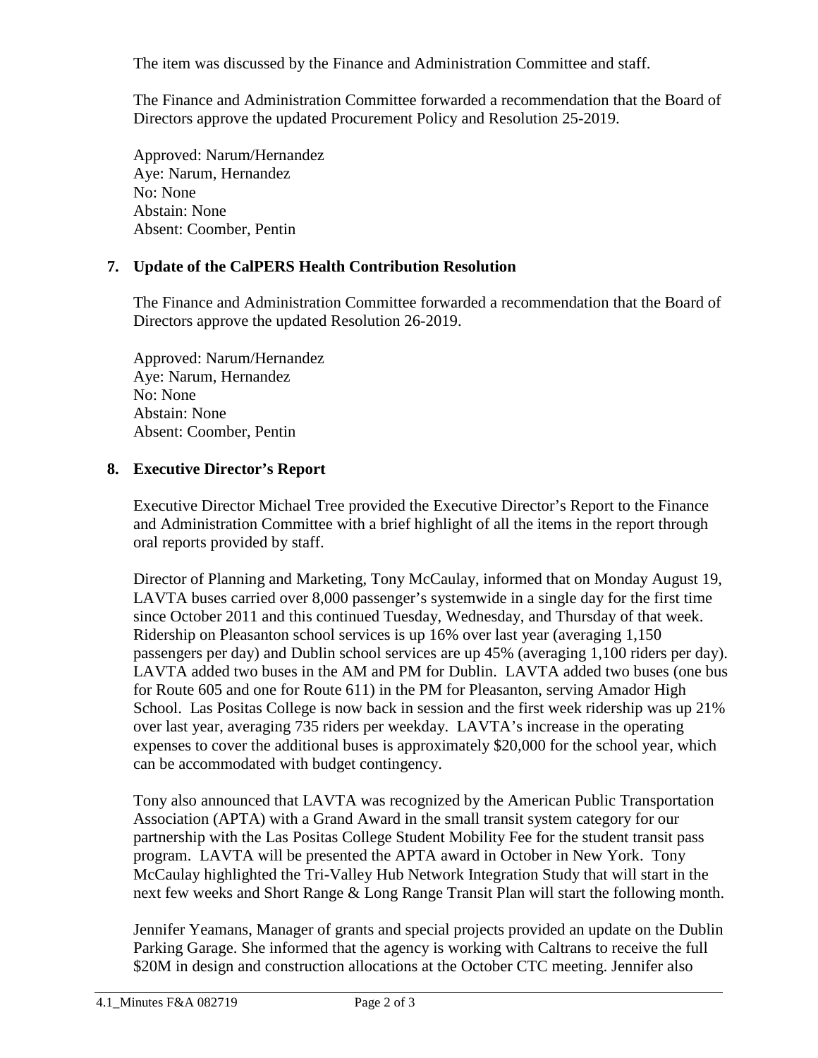The item was discussed by the Finance and Administration Committee and staff.

The Finance and Administration Committee forwarded a recommendation that the Board of Directors approve the updated Procurement Policy and Resolution 25-2019.

Approved: Narum/Hernandez
Aye: Narum, Hernandez
No: None
Abstain: None
Absent: Coomber, Pentin

**7. Update of the CalPERS Health Contribution Resolution**

The Finance and Administration Committee forwarded a recommendation that the Board of Directors approve the updated Resolution 26-2019.

Approved: Narum/Hernandez
Aye: Narum, Hernandez
No: None
Abstain: None
Absent: Coomber, Pentin

**8. Executive Director's Report**

Executive Director Michael Tree provided the Executive Director's Report to the Finance and Administration Committee with a brief highlight of all the items in the report through oral reports provided by staff.

Director of Planning and Marketing, Tony McCaulay, informed that on Monday August 19, LAVTA buses carried over 8,000 passenger's systemwide in a single day for the first time since October 2011 and this continued Tuesday, Wednesday, and Thursday of that week. Ridership on Pleasanton school services is up 16% over last year (averaging 1,150 passengers per day) and Dublin school services are up 45% (averaging 1,100 riders per day). LAVTA added two buses in the AM and PM for Dublin. LAVTA added two buses (one bus for Route 605 and one for Route 611) in the PM for Pleasanton, serving Amador High School. Las Positas College is now back in session and the first week ridership was up 21% over last year, averaging 735 riders per weekday. LAVTA's increase in the operating expenses to cover the additional buses is approximately $20,000 for the school year, which can be accommodated with budget contingency.

Tony also announced that LAVTA was recognized by the American Public Transportation Association (APTA) with a Grand Award in the small transit system category for our partnership with the Las Positas College Student Mobility Fee for the student transit pass program. LAVTA will be presented the APTA award in October in New York. Tony McCaulay highlighted the Tri-Valley Hub Network Integration Study that will start in the next few weeks and Short Range & Long Range Transit Plan will start the following month.

Jennifer Yeamans, Manager of grants and special projects provided an update on the Dublin Parking Garage. She informed that the agency is working with Caltrans to receive the full $20M in design and construction allocations at the October CTC meeting. Jennifer also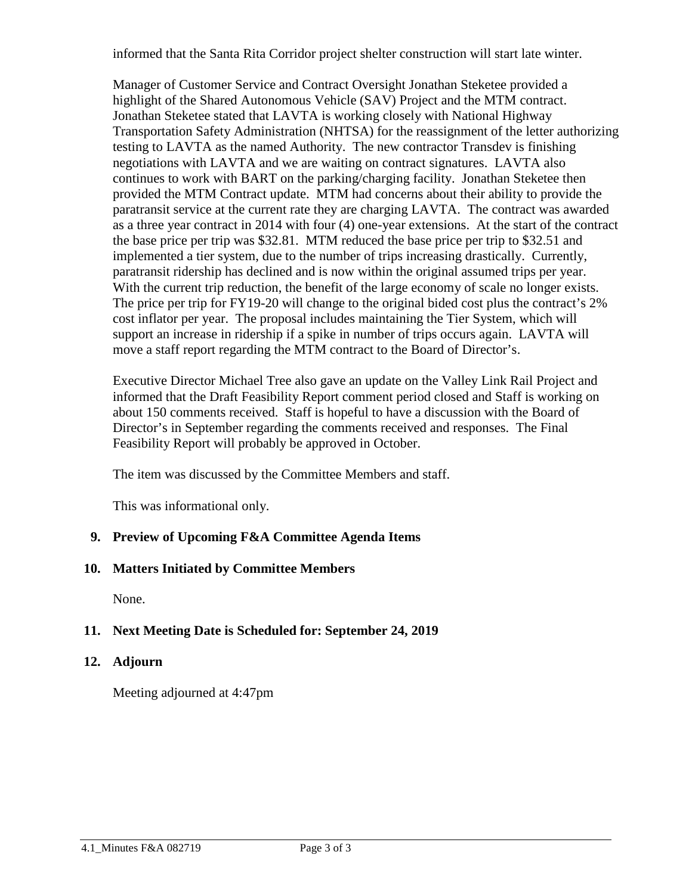informed that the Santa Rita Corridor project shelter construction will start late winter.

Manager of Customer Service and Contract Oversight Jonathan Steketee provided a highlight of the Shared Autonomous Vehicle (SAV) Project and the MTM contract. Jonathan Steketee stated that LAVTA is working closely with National Highway Transportation Safety Administration (NHTSA) for the reassignment of the letter authorizing testing to LAVTA as the named Authority. The new contractor Transdev is finishing negotiations with LAVTA and we are waiting on contract signatures. LAVTA also continues to work with BART on the parking/charging facility. Jonathan Steketee then provided the MTM Contract update. MTM had concerns about their ability to provide the paratransit service at the current rate they are charging LAVTA. The contract was awarded as a three year contract in 2014 with four (4) one-year extensions. At the start of the contract the base price per trip was $32.81. MTM reduced the base price per trip to $32.51 and implemented a tier system, due to the number of trips increasing drastically. Currently, paratransit ridership has declined and is now within the original assumed trips per year. With the current trip reduction, the benefit of the large economy of scale no longer exists. The price per trip for FY19-20 will change to the original bided cost plus the contract's 2% cost inflator per year. The proposal includes maintaining the Tier System, which will support an increase in ridership if a spike in number of trips occurs again. LAVTA will move a staff report regarding the MTM contract to the Board of Director's.

Executive Director Michael Tree also gave an update on the Valley Link Rail Project and informed that the Draft Feasibility Report comment period closed and Staff is working on about 150 comments received. Staff is hopeful to have a discussion with the Board of Director's in September regarding the comments received and responses. The Final Feasibility Report will probably be approved in October.

The item was discussed by the Committee Members and staff.

This was informational only.

**9. Preview of Upcoming F&A Committee Agenda Items**

**10. Matters Initiated by Committee Members**

None.

**11. Next Meeting Date is Scheduled for: September 24, 2019**

**12. Adjourn**

Meeting adjourned at 4:47pm